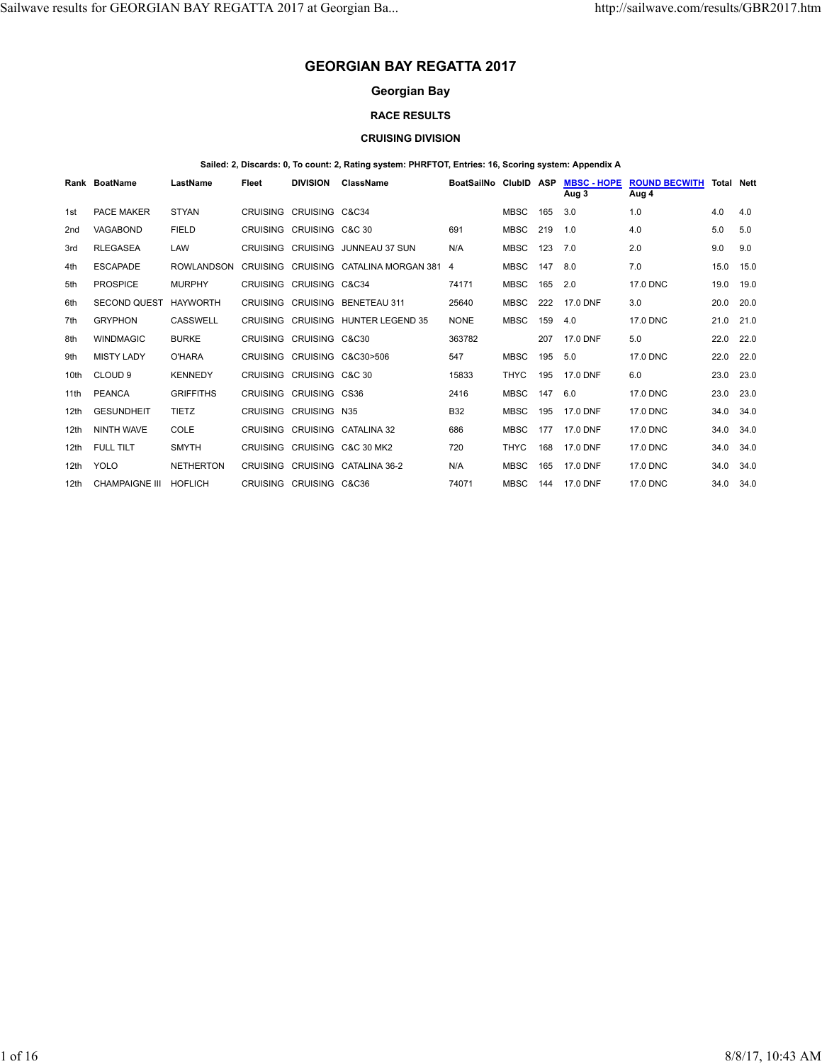# GEORGIAN BAY REGATTA 2017

## Georgian Bay

### RACE RESULTS

### CRUISING DIVISION

**Sailed: 2, Discards: 0, To count: 2, Rating system: PHRFTOT, Entries: 16, Scoring system: Appendix A**

| Rank | BoatName | LastName | Fleet | DIVISION | ClassName | BoatSailNo | ClubID | ASP | MBSC - HOPE Aug 3 | ROUND BECWITH Aug 4 | Total | Nett |
|---|---|---|---|---|---|---|---|---|---|---|---|---|
| 1st | PACE MAKER | STYAN | CRUISING | CRUISING | C&C34 | | MBSC | 165 | 3.0 | 1.0 | 4.0 | 4.0 |
| 2nd | VAGABOND | FIELD | CRUISING | CRUISING | C&C 30 | 691 | MBSC | 219 | 1.0 | 4.0 | 5.0 | 5.0 |
| 3rd | RLEGASEA | LAW | CRUISING | CRUISING | JUNNEAU 37 SUN | N/A | MBSC | 123 | 7.0 | 2.0 | 9.0 | 9.0 |
| 4th | ESCAPADE | ROWLANDSON | CRUISING | CRUISING | CATALINA MORGAN 381 | 4 | MBSC | 147 | 8.0 | 7.0 | 15.0 | 15.0 |
| 5th | PROSPICE | MURPHY | CRUISING | CRUISING | C&C34 | 74171 | MBSC | 165 | 2.0 | 17.0 DNC | 19.0 | 19.0 |
| 6th | SECOND QUEST | HAYWORTH | CRUISING | CRUISING | BENETEAU 311 | 25640 | MBSC | 222 | 17.0 DNF | 3.0 | 20.0 | 20.0 |
| 7th | GRYPHON | CASSWELL | CRUISING | CRUISING | HUNTER LEGEND 35 | NONE | MBSC | 159 | 4.0 | 17.0 DNC | 21.0 | 21.0 |
| 8th | WINDMAGIC | BURKE | CRUISING | CRUISING | C&C30 | 363782 | | 207 | 17.0 DNF | 5.0 | 22.0 | 22.0 |
| 9th | MISTY LADY | O'HARA | CRUISING | CRUISING | C&C30>506 | 547 | MBSC | 195 | 5.0 | 17.0 DNC | 22.0 | 22.0 |
| 10th | CLOUD 9 | KENNEDY | CRUISING | CRUISING | C&C 30 | 15833 | THYC | 195 | 17.0 DNF | 6.0 | 23.0 | 23.0 |
| 11th | PEANCA | GRIFFITHS | CRUISING | CRUISING | CS36 | 2416 | MBSC | 147 | 6.0 | 17.0 DNC | 23.0 | 23.0 |
| 12th | GESUNDHEIT | TIETZ | CRUISING | CRUISING | N35 | B32 | MBSC | 195 | 17.0 DNF | 17.0 DNC | 34.0 | 34.0 |
| 12th | NINTH WAVE | COLE | CRUISING | CRUISING | CATALINA 32 | 686 | MBSC | 177 | 17.0 DNF | 17.0 DNC | 34.0 | 34.0 |
| 12th | FULL TILT | SMYTH | CRUISING | CRUISING | C&C 30 MK2 | 720 | THYC | 168 | 17.0 DNF | 17.0 DNC | 34.0 | 34.0 |
| 12th | YOLO | NETHERTON | CRUISING | CRUISING | CATALINA 36-2 | N/A | MBSC | 165 | 17.0 DNF | 17.0 DNC | 34.0 | 34.0 |
| 12th | CHAMPAIGNE III | HOFLICH | CRUISING | CRUISING | C&C36 | 74071 | MBSC | 144 | 17.0 DNF | 17.0 DNC | 34.0 | 34.0 |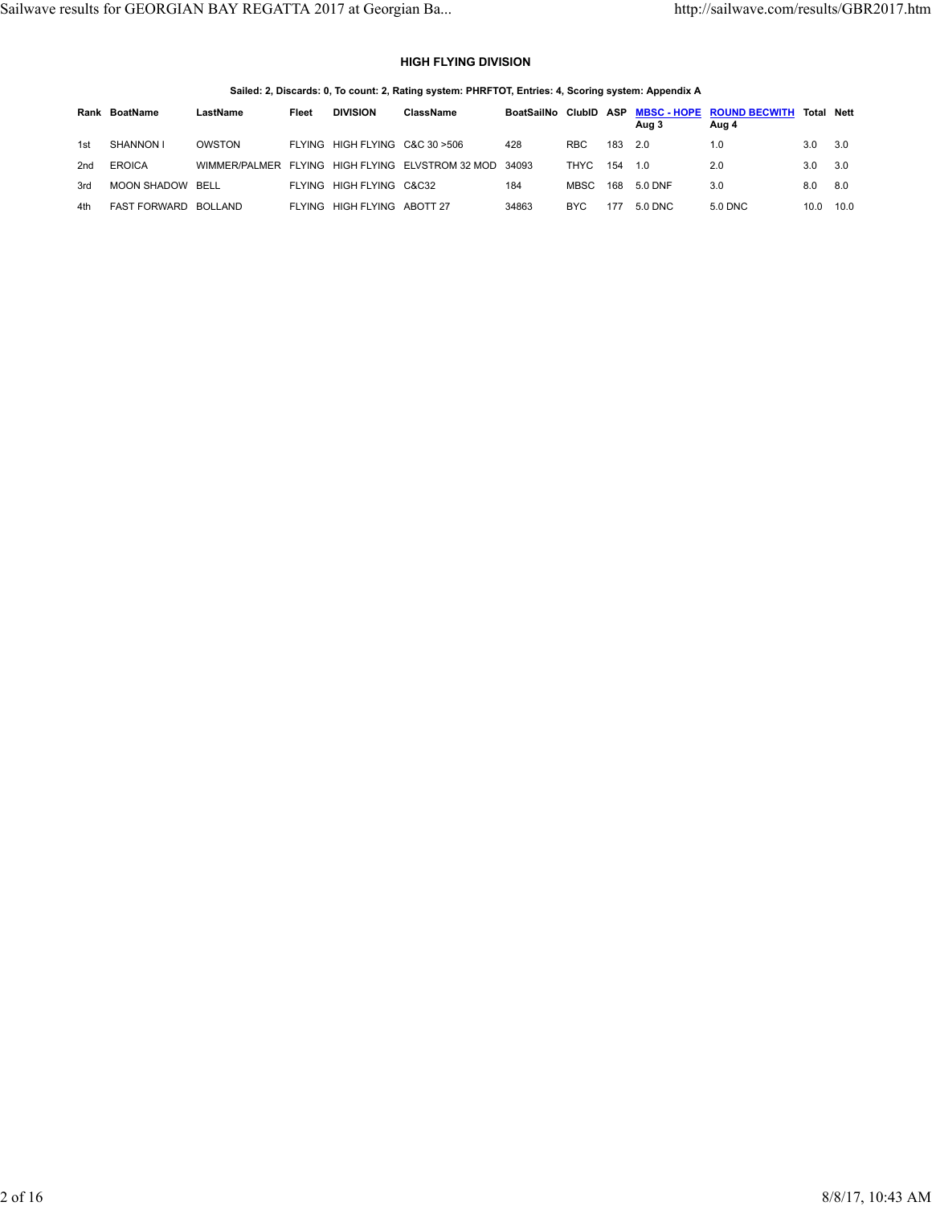### HIGH FLYING DIVISION

**Sailed: 2, Discards: 0, To count: 2, Rating system: PHRFTOT, Entries: 4, Scoring system: Appendix A**

| Rank | BoatName | LastName | Fleet | DIVISION | ClassName | BoatSailNo | ClubID | ASP | MBSC - HOPE Aug 3 | ROUND BECWITH Aug 4 | Total | Nett |
|---|---|---|---|---|---|---|---|---|---|---|---|---|
| 1st | SHANNON I | OWSTON | FLYING | HIGH FLYING | C&C 30 >506 | 428 | RBC | 183 | 2.0 | 1.0 | 3.0 | 3.0 |
| 2nd | EROICA | WIMMER/PALMER | FLYING | HIGH FLYING | ELVSTROM 32 MOD | 34093 | THYC | 154 | 1.0 | 2.0 | 3.0 | 3.0 |
| 3rd | MOON SHADOW | BELL | FLYING | HIGH FLYING | C&C32 | 184 | MBSC | 168 | 5.0 DNF | 3.0 | 8.0 | 8.0 |
| 4th | FAST FORWARD | BOLLAND | FLYING | HIGH FLYING | ABOTT 27 | 34863 | BYC | 177 | 5.0 DNC | 5.0 DNC | 10.0 | 10.0 |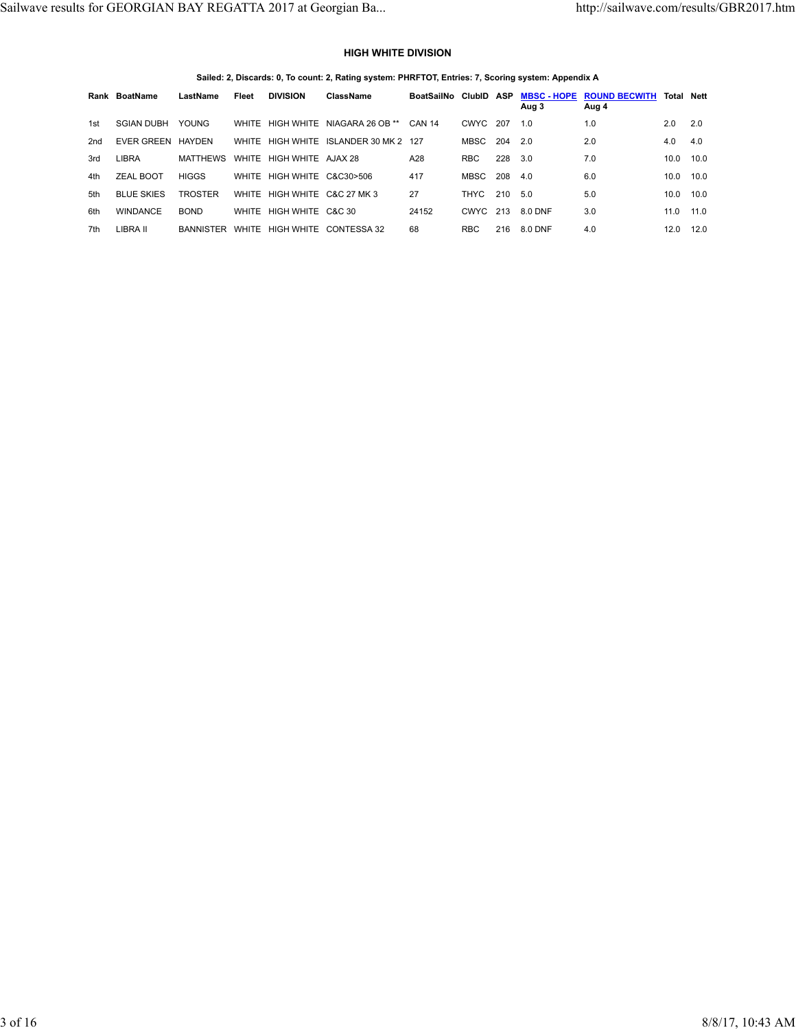### HIGH WHITE DIVISION

**Sailed: 2, Discards: 0, To count: 2, Rating system: PHRFTOT, Entries: 7, Scoring system: Appendix A**

| Rank | BoatName | LastName | Fleet | DIVISION | ClassName | BoatSailNo | ClubID | ASP | MBSC - HOPE Aug 3 | ROUND BECWITH Aug 4 | Total | Nett |
|---|---|---|---|---|---|---|---|---|---|---|---|---|
| 1st | SGIAN DUBH | YOUNG | WHITE | HIGH WHITE | NIAGARA 26 OB ** | CAN 14 | CWYC | 207 | 1.0 | 1.0 | 2.0 | 2.0 |
| 2nd | EVER GREEN | HAYDEN | WHITE | HIGH WHITE | ISLANDER 30 MK 2 | 127 | MBSC | 204 | 2.0 | 2.0 | 4.0 | 4.0 |
| 3rd | LIBRA | MATTHEWS | WHITE | HIGH WHITE | AJAX 28 | A28 | RBC | 228 | 3.0 | 7.0 | 10.0 | 10.0 |
| 4th | ZEAL BOOT | HIGGS | WHITE | HIGH WHITE | C&C30>506 | 417 | MBSC | 208 | 4.0 | 6.0 | 10.0 | 10.0 |
| 5th | BLUE SKIES | TROSTER | WHITE | HIGH WHITE | C&C 27 MK 3 | 27 | THYC | 210 | 5.0 | 5.0 | 10.0 | 10.0 |
| 6th | WINDANCE | BOND | WHITE | HIGH WHITE | C&C 30 | 24152 | CWYC | 213 | 8.0 DNF | 3.0 | 11.0 | 11.0 |
| 7th | LIBRA II | BANNISTER | WHITE | HIGH WHITE | CONTESSA 32 | 68 | RBC | 216 | 8.0 DNF | 4.0 | 12.0 | 12.0 |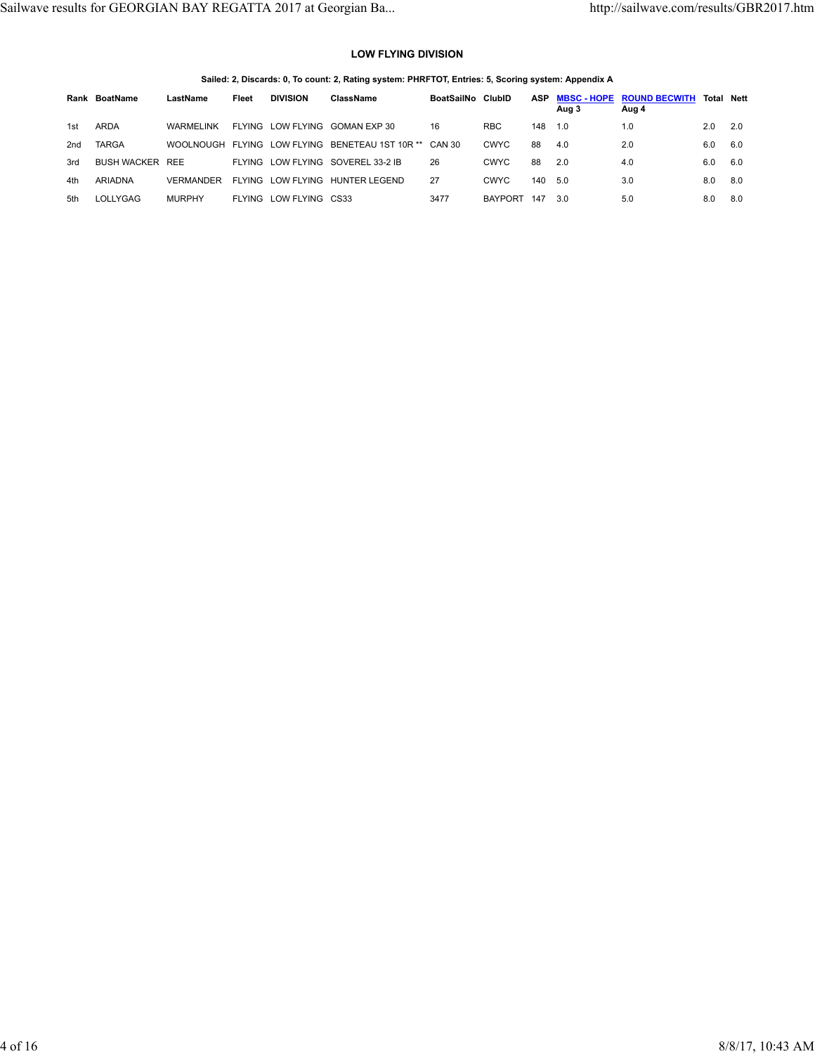### LOW FLYING DIVISION

**Sailed: 2, Discards: 0, To count: 2, Rating system: PHRFTOT, Entries: 5, Scoring system: Appendix A**

| Rank | BoatName | LastName | Fleet | DIVISION | ClassName | BoatSailNo | ClubID | ASP | MBSC - HOPE Aug 3 | ROUND BECWITH Aug 4 | Total | Nett |
|---|---|---|---|---|---|---|---|---|---|---|---|---|
| 1st | ARDA | WARMELINK | FLYING | LOW FLYING | GOMAN EXP 30 | 16 | RBC | 148 | 1.0 | 1.0 | 2.0 | 2.0 |
| 2nd | TARGA | WOOLNOUGH | FLYING | LOW FLYING | BENETEAU 1ST 10R ** | CAN 30 | CWYC | 88 | 4.0 | 2.0 | 6.0 | 6.0 |
| 3rd | BUSH WACKER | REE | FLYING | LOW FLYING | SOVEREL 33-2 IB | 26 | CWYC | 88 | 2.0 | 4.0 | 6.0 | 6.0 |
| 4th | ARIADNA | VERMANDER | FLYING | LOW FLYING | HUNTER LEGEND | 27 | CWYC | 140 | 5.0 | 3.0 | 8.0 | 8.0 |
| 5th | LOLLYGAG | MURPHY | FLYING | LOW FLYING | CS33 | 3477 | BAYPORT | 147 | 3.0 | 5.0 | 8.0 | 8.0 |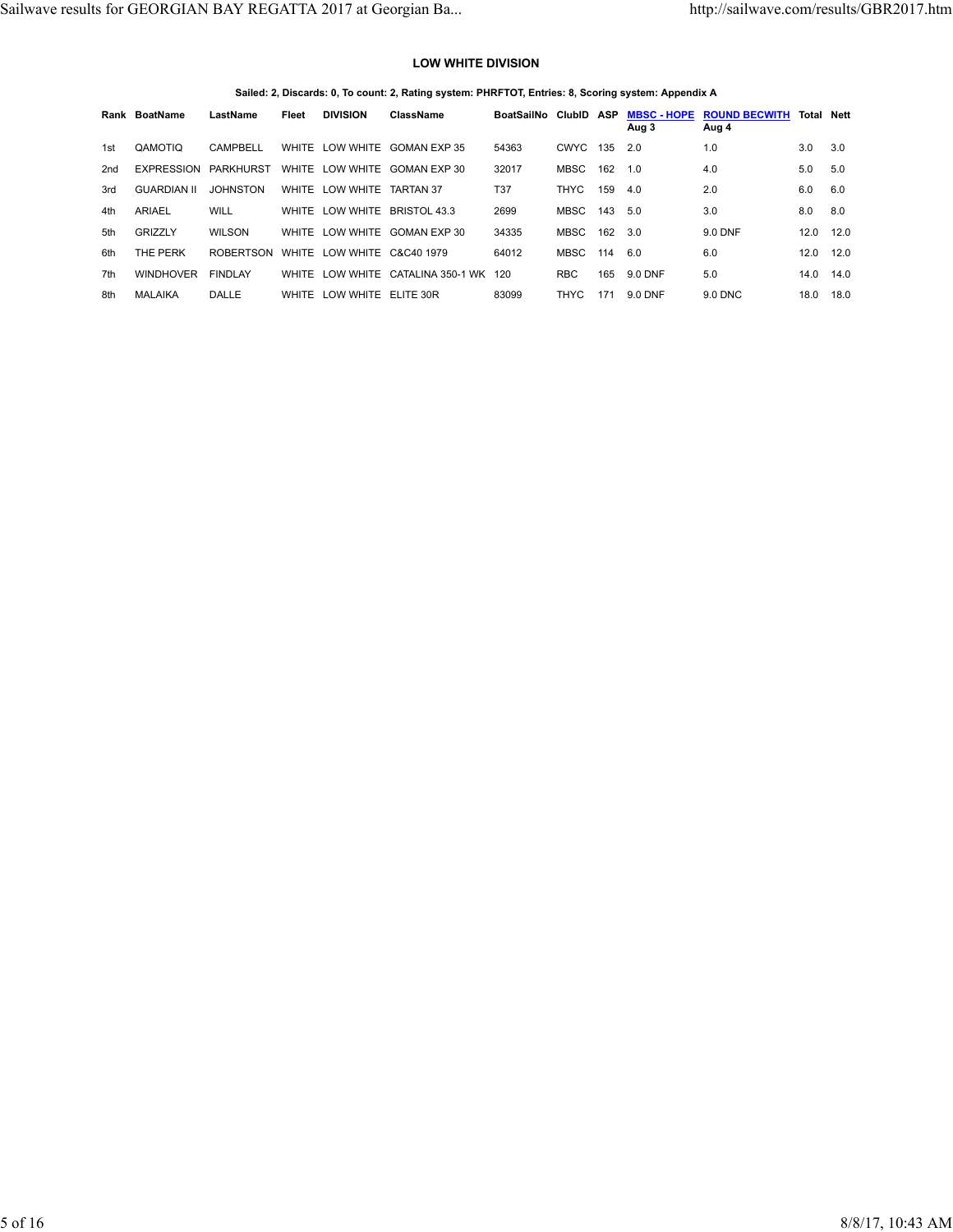## LOW WHITE DIVISION

**Sailed: 2, Discards: 0, To count: 2, Rating system: PHRFTOT, Entries: 8, Scoring system: Appendix A**

| Rank | BoatName | LastName | Fleet | DIVISION | ClassName | BoatSailNo | ClubID | ASP | MBSC - HOPE Aug 3 | ROUND BECWITH Aug 4 | Total | Nett |
|---|---|---|---|---|---|---|---|---|---|---|---|---|
| 1st | QAMOTIQ | CAMPBELL | WHITE | LOW WHITE | GOMAN EXP 35 | 54363 | CWYC | 135 | 2.0 | 1.0 | 3.0 | 3.0 |
| 2nd | EXPRESSION | PARKHURST | WHITE | LOW WHITE | GOMAN EXP 30 | 32017 | MBSC | 162 | 1.0 | 4.0 | 5.0 | 5.0 |
| 3rd | GUARDIAN II | JOHNSTON | WHITE | LOW WHITE | TARTAN 37 | T37 | THYC | 159 | 4.0 | 2.0 | 6.0 | 6.0 |
| 4th | ARIAEL | WILL | WHITE | LOW WHITE | BRISTOL 43.3 | 2699 | MBSC | 143 | 5.0 | 3.0 | 8.0 | 8.0 |
| 5th | GRIZZLY | WILSON | WHITE | LOW WHITE | GOMAN EXP 30 | 34335 | MBSC | 162 | 3.0 | 9.0 DNF | 12.0 | 12.0 |
| 6th | THE PERK | ROBERTSON | WHITE | LOW WHITE | C&C40 1979 | 64012 | MBSC | 114 | 6.0 | 6.0 | 12.0 | 12.0 |
| 7th | WINDHOVER | FINDLAY | WHITE | LOW WHITE | CATALINA 350-1 WK | 120 | RBC | 165 | 9.0 DNF | 5.0 | 14.0 | 14.0 |
| 8th | MALAIKA | DALLE | WHITE | LOW WHITE | ELITE 30R | 83099 | THYC | 171 | 9.0 DNF | 9.0 DNC | 18.0 | 18.0 |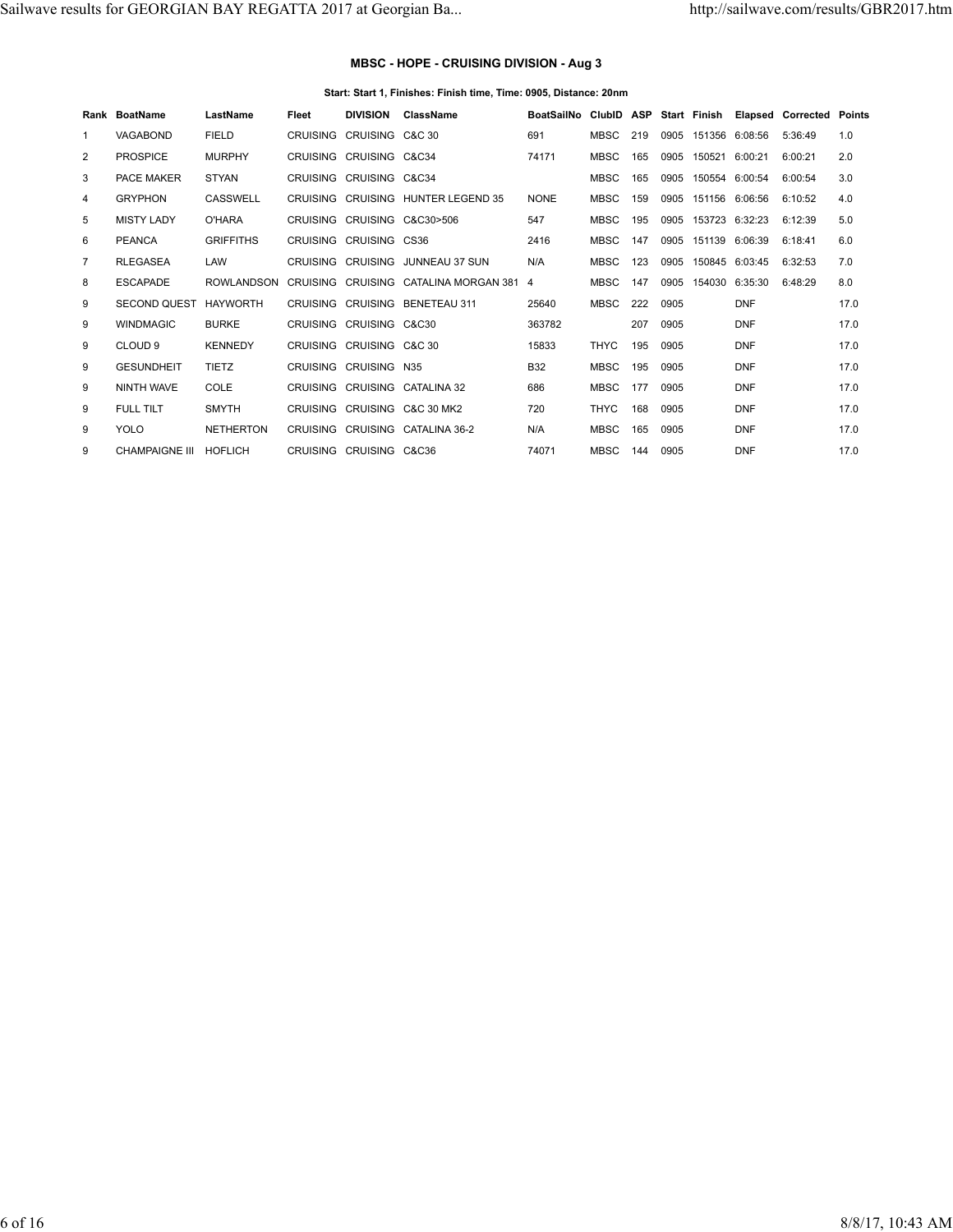### MBSC - HOPE - CRUISING DIVISION - Aug 3

**Start: Start 1, Finishes: Finish time, Time: 0905, Distance: 20nm**

| Rank | BoatName | LastName | Fleet | DIVISION | ClassName | BoatSailNo | ClubID | ASP | Start | Finish | Elapsed | Corrected | Points |
|---|---|---|---|---|---|---|---|---|---|---|---|---|---|
| 1 | VAGABOND | FIELD | CRUISING | CRUISING | C&C 30 | 691 | MBSC | 219 | 0905 | 151356 | 6:08:56 | 5:36:49 | 1.0 |
| 2 | PROSPICE | MURPHY | CRUISING | CRUISING | C&C34 | 74171 | MBSC | 165 | 0905 | 150521 | 6:00:21 | 6:00:21 | 2.0 |
| 3 | PACE MAKER | STYAN | CRUISING | CRUISING | C&C34 | | MBSC | 165 | 0905 | 150554 | 6:00:54 | 6:00:54 | 3.0 |
| 4 | GRYPHON | CASSWELL | CRUISING | CRUISING | HUNTER LEGEND 35 | NONE | MBSC | 159 | 0905 | 151156 | 6:06:56 | 6:10:52 | 4.0 |
| 5 | MISTY LADY | O'HARA | CRUISING | CRUISING | C&C30>506 | 547 | MBSC | 195 | 0905 | 153723 | 6:32:23 | 6:12:39 | 5.0 |
| 6 | PEANCA | GRIFFITHS | CRUISING | CRUISING | CS36 | 2416 | MBSC | 147 | 0905 | 151139 | 6:06:39 | 6:18:41 | 6.0 |
| 7 | RLEGASEA | LAW | CRUISING | CRUISING | JUNNEAU 37 SUN | N/A | MBSC | 123 | 0905 | 150845 | 6:03:45 | 6:32:53 | 7.0 |
| 8 | ESCAPADE | ROWLANDSON | CRUISING | CRUISING | CATALINA MORGAN 381 | 4 | MBSC | 147 | 0905 | 154030 | 6:35:30 | 6:48:29 | 8.0 |
| 9 | SECOND QUEST | HAYWORTH | CRUISING | CRUISING | BENETEAU 311 | 25640 | MBSC | 222 | 0905 | | DNF | | 17.0 |
| 9 | WINDMAGIC | BURKE | CRUISING | CRUISING | C&C30 | 363782 | | 207 | 0905 | | DNF | | 17.0 |
| 9 | CLOUD 9 | KENNEDY | CRUISING | CRUISING | C&C 30 | 15833 | THYC | 195 | 0905 | | DNF | | 17.0 |
| 9 | GESUNDHEIT | TIETZ | CRUISING | CRUISING | N35 | B32 | MBSC | 195 | 0905 | | DNF | | 17.0 |
| 9 | NINTH WAVE | COLE | CRUISING | CRUISING | CATALINA 32 | 686 | MBSC | 177 | 0905 | | DNF | | 17.0 |
| 9 | FULL TILT | SMYTH | CRUISING | CRUISING | C&C 30 MK2 | 720 | THYC | 168 | 0905 | | DNF | | 17.0 |
| 9 | YOLO | NETHERTON | CRUISING | CRUISING | CATALINA 36-2 | N/A | MBSC | 165 | 0905 | | DNF | | 17.0 |
| 9 | CHAMPAIGNE III | HOFLICH | CRUISING | CRUISING | C&C36 | 74071 | MBSC | 144 | 0905 | | DNF | | 17.0 |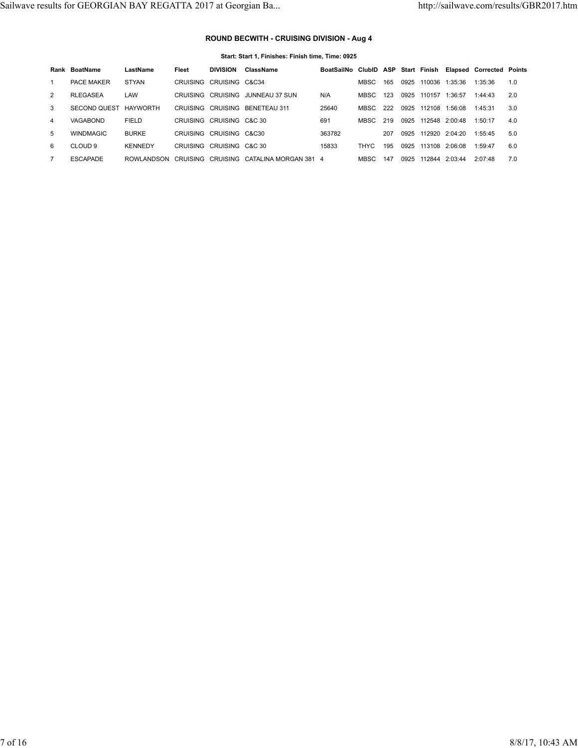### ROUND BECWITH - CRUISING DIVISION - Aug 4

**Start: Start 1, Finishes: Finish time, Time: 0925**

| Rank | BoatName | LastName | Fleet | DIVISION | ClassName | BoatSailNo | ClubID | ASP | Start | Finish | Elapsed | Corrected | Points |
|---|---|---|---|---|---|---|---|---|---|---|---|---|---|
| 1 | PACE MAKER | STYAN | CRUISING | CRUISING | C&C34 | | MBSC | 165 | 0925 | 110036 | 1:35:36 | 1:35:36 | 1.0 |
| 2 | RLEGASEA | LAW | CRUISING | CRUISING | JUNNEAU 37 SUN | N/A | MBSC | 123 | 0925 | 110157 | 1:36:57 | 1:44:43 | 2.0 |
| 3 | SECOND QUEST | HAYWORTH | CRUISING | CRUISING | BENETEAU 311 | 25640 | MBSC | 222 | 0925 | 112108 | 1:56:08 | 1:45:31 | 3.0 |
| 4 | VAGABOND | FIELD | CRUISING | CRUISING | C&C 30 | 691 | MBSC | 219 | 0925 | 112548 | 2:00:48 | 1:50:17 | 4.0 |
| 5 | WINDMAGIC | BURKE | CRUISING | CRUISING | C&C30 | 363782 | | 207 | 0925 | 112920 | 2:04:20 | 1:55:45 | 5.0 |
| 6 | CLOUD 9 | KENNEDY | CRUISING | CRUISING | C&C 30 | 15833 | THYC | 195 | 0925 | 113108 | 2:06:08 | 1:59:47 | 6.0 |
| 7 | ESCAPADE | ROWLANDSON | CRUISING | CRUISING | CATALINA MORGAN 381 | 4 | MBSC | 147 | 0925 | 112844 | 2:03:44 | 2:07:48 | 7.0 |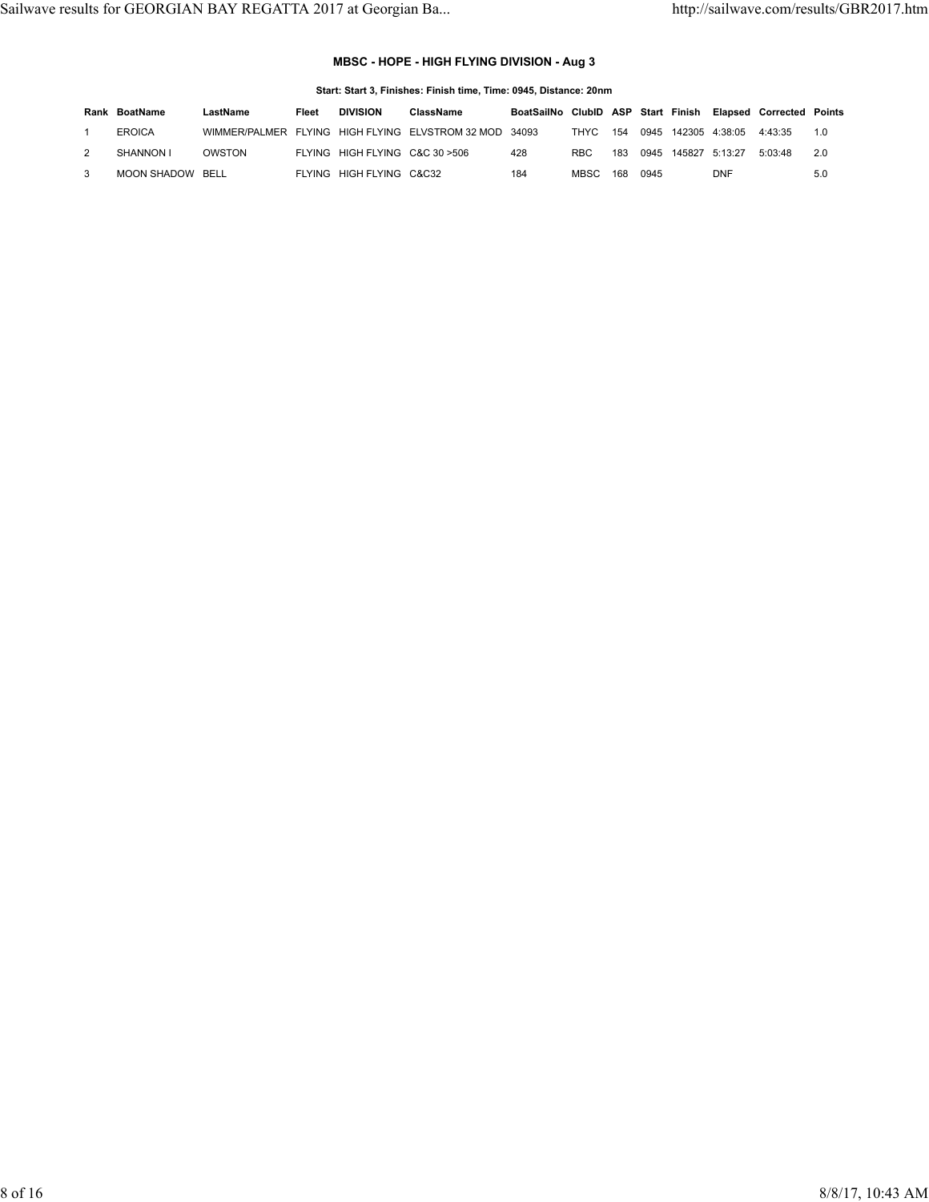### MBSC - HOPE - HIGH FLYING DIVISION - Aug 3

**Start: Start 3, Finishes: Finish time, Time: 0945, Distance: 20nm**

| Rank | BoatName | LastName | Fleet | DIVISION | ClassName | BoatSailNo | ClubID | ASP | Start | Finish | Elapsed | Corrected | Points |
|---|---|---|---|---|---|---|---|---|---|---|---|---|---|
| 1 | EROICA | WIMMER/PALMER | FLYING | HIGH FLYING | ELVSTROM 32 MOD | 34093 | THYC | 154 | 0945 | 142305 | 4:38:05 | 4:43:35 | 1.0 |
| 2 | SHANNON I | OWSTON | FLYING | HIGH FLYING | C&C 30 >506 | 428 | RBC | 183 | 0945 | 145827 | 5:13:27 | 5:03:48 | 2.0 |
| 3 | MOON SHADOW | BELL | FLYING | HIGH FLYING | C&C32 | 184 | MBSC | 168 | 0945 | | DNF | | 5.0 |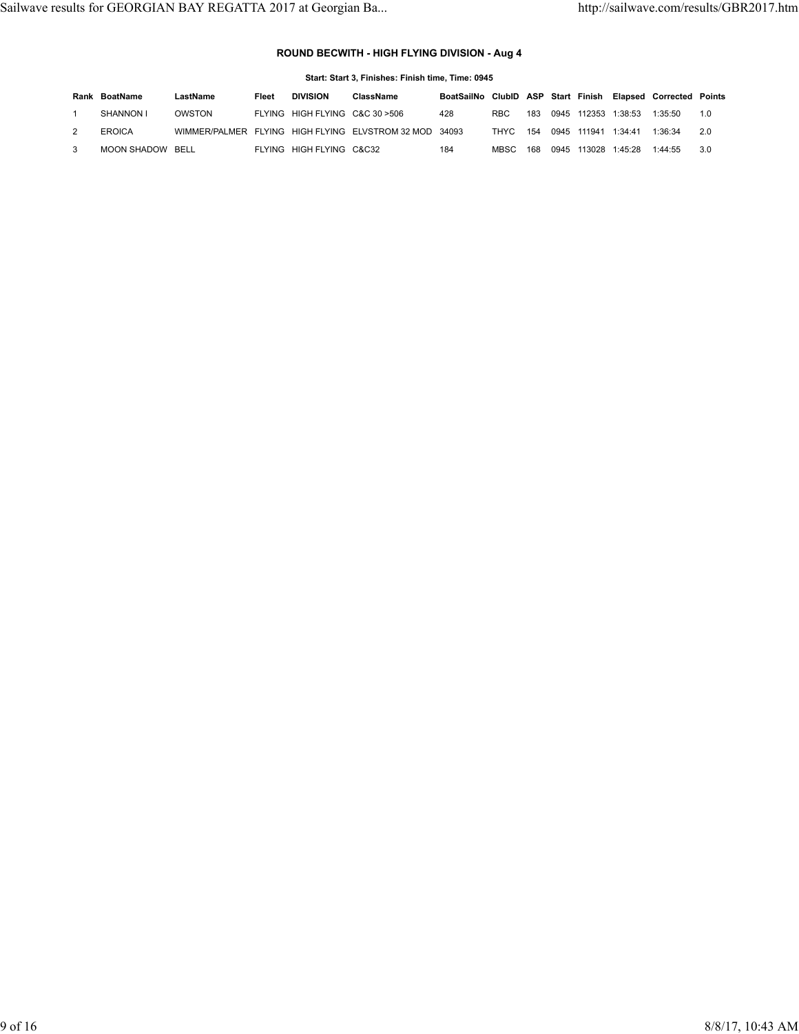### ROUND BECWITH - HIGH FLYING DIVISION - Aug 4

**Start: Start 3, Finishes: Finish time, Time: 0945**

| Rank | BoatName | LastName | Fleet | DIVISION | ClassName | BoatSailNo | ClubID | ASP | Start | Finish | Elapsed | Corrected | Points |
|---|---|---|---|---|---|---|---|---|---|---|---|---|---|
| 1 | SHANNON I | OWSTON | FLYING | HIGH FLYING | C&C 30 >506 | 428 | RBC | 183 | 0945 | 112353 | 1:38:53 | 1:35:50 | 1.0 |
| 2 | EROICA | WIMMER/PALMER | FLYING | HIGH FLYING | ELVSTROM 32 MOD | 34093 | THYC | 154 | 0945 | 111941 | 1:34:41 | 1:36:34 | 2.0 |
| 3 | MOON SHADOW | BELL | FLYING | HIGH FLYING | C&C32 | 184 | MBSC | 168 | 0945 | 113028 | 1:45:28 | 1:44:55 | 3.0 |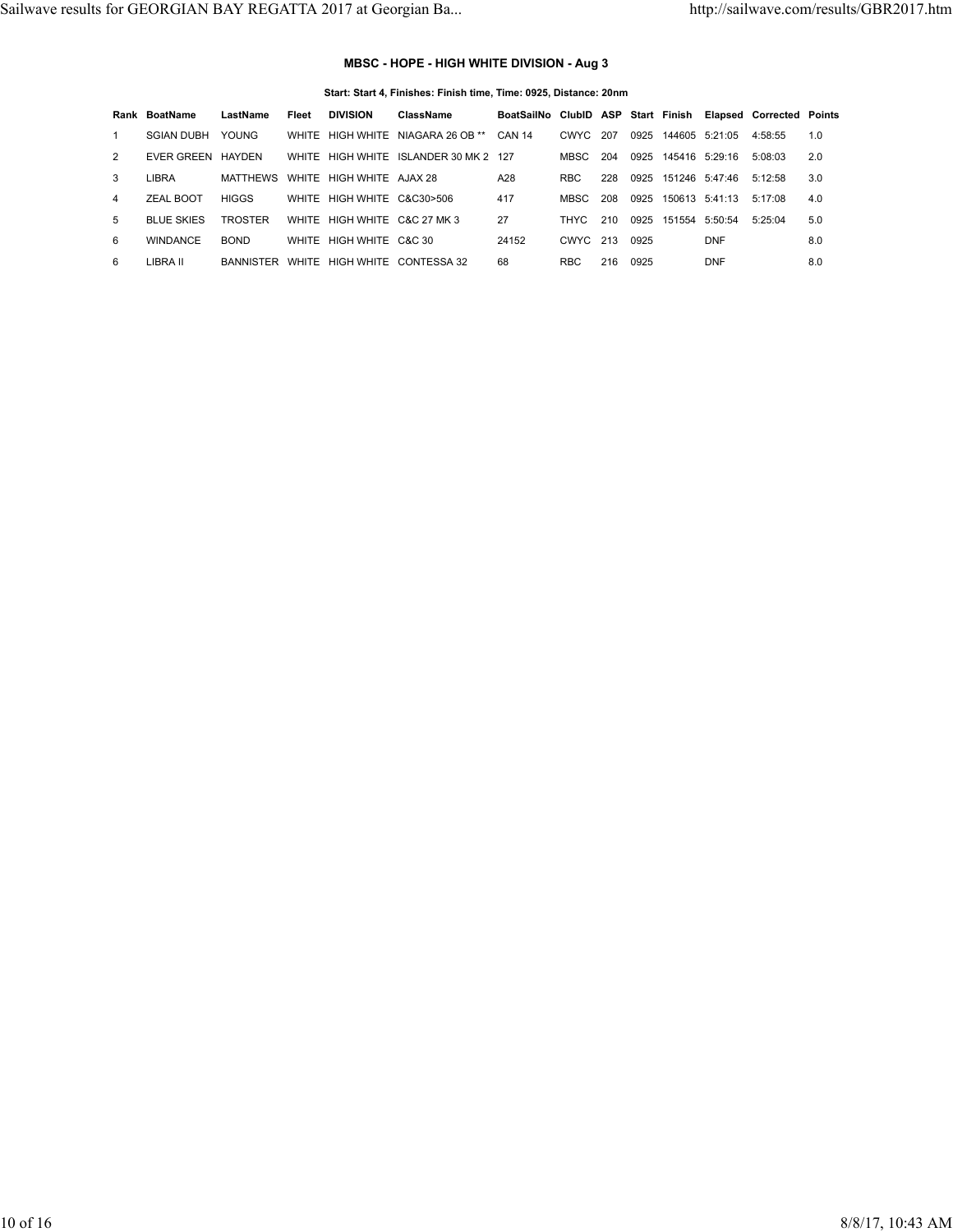### MBSC - HOPE - HIGH WHITE DIVISION - Aug 3

**Start: Start 4, Finishes: Finish time, Time: 0925, Distance: 20nm**

| Rank | BoatName | LastName | Fleet | DIVISION | ClassName | BoatSailNo | ClubID | ASP | Start | Finish | Elapsed | Corrected | Points |
|---|---|---|---|---|---|---|---|---|---|---|---|---|---|
| 1 | SGIAN DUBH | YOUNG | WHITE | HIGH WHITE | NIAGARA 26 OB ** | CAN 14 | CWYC | 207 | 0925 | 144605 | 5:21:05 | 4:58:55 | 1.0 |
| 2 | EVER GREEN | HAYDEN | WHITE | HIGH WHITE | ISLANDER 30 MK 2 | 127 | MBSC | 204 | 0925 | 145416 | 5:29:16 | 5:08:03 | 2.0 |
| 3 | LIBRA | MATTHEWS | WHITE | HIGH WHITE | AJAX 28 | A28 | RBC | 228 | 0925 | 151246 | 5:47:46 | 5:12:58 | 3.0 |
| 4 | ZEAL BOOT | HIGGS | WHITE | HIGH WHITE | C&C30>506 | 417 | MBSC | 208 | 0925 | 150613 | 5:41:13 | 5:17:08 | 4.0 |
| 5 | BLUE SKIES | TROSTER | WHITE | HIGH WHITE | C&C 27 MK 3 | 27 | THYC | 210 | 0925 | 151554 | 5:50:54 | 5:25:04 | 5.0 |
| 6 | WINDANCE | BOND | WHITE | HIGH WHITE | C&C 30 | 24152 | CWYC | 213 | 0925 | | DNF | | 8.0 |
| 6 | LIBRA II | BANNISTER | WHITE | HIGH WHITE | CONTESSA 32 | 68 | RBC | 216 | 0925 | | DNF | | 8.0 |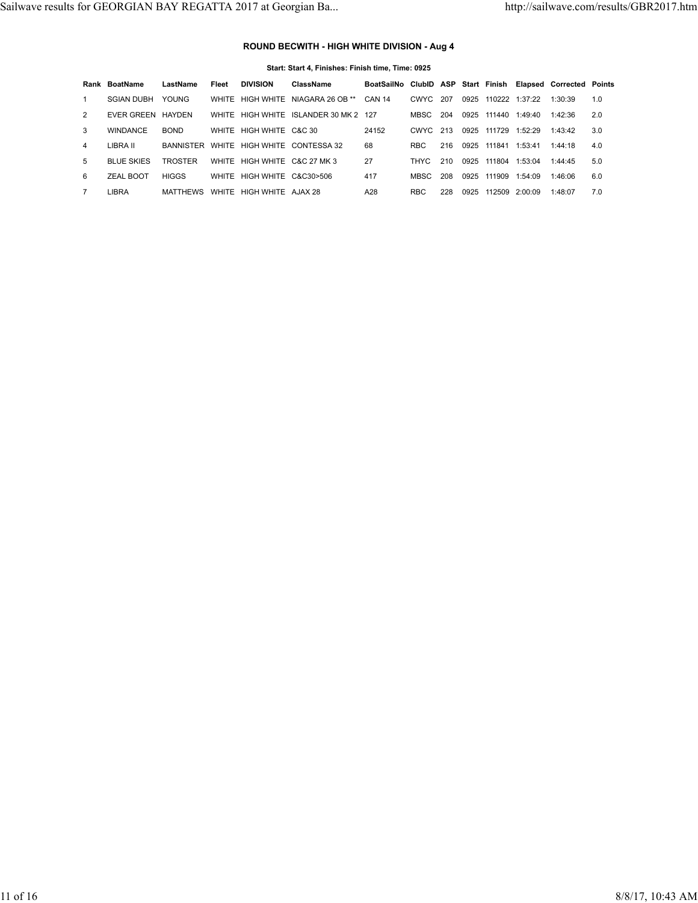### ROUND BECWITH - HIGH WHITE DIVISION - Aug 4

**Start: Start 4, Finishes: Finish time, Time: 0925**

| Rank | BoatName | LastName | Fleet | DIVISION | ClassName | BoatSailNo | ClubID | ASP | Start | Finish | Elapsed | Corrected | Points |
|---|---|---|---|---|---|---|---|---|---|---|---|---|---|
| 1 | SGIAN DUBH | YOUNG | WHITE | HIGH WHITE | NIAGARA 26 OB ** | CAN 14 | CWYC | 207 | 0925 | 110222 | 1:37:22 | 1:30:39 | 1.0 |
| 2 | EVER GREEN | HAYDEN | WHITE | HIGH WHITE | ISLANDER 30 MK 2 | 127 | MBSC | 204 | 0925 | 111440 | 1:49:40 | 1:42:36 | 2.0 |
| 3 | WINDANCE | BOND | WHITE | HIGH WHITE | C&C 30 | 24152 | CWYC | 213 | 0925 | 111729 | 1:52:29 | 1:43:42 | 3.0 |
| 4 | LIBRA II | BANNISTER | WHITE | HIGH WHITE | CONTESSA 32 | 68 | RBC | 216 | 0925 | 111841 | 1:53:41 | 1:44:18 | 4.0 |
| 5 | BLUE SKIES | TROSTER | WHITE | HIGH WHITE | C&C 27 MK 3 | 27 | THYC | 210 | 0925 | 111804 | 1:53:04 | 1:44:45 | 5.0 |
| 6 | ZEAL BOOT | HIGGS | WHITE | HIGH WHITE | C&C30>506 | 417 | MBSC | 208 | 0925 | 111909 | 1:54:09 | 1:46:06 | 6.0 |
| 7 | LIBRA | MATTHEWS | WHITE | HIGH WHITE | AJAX 28 | A28 | RBC | 228 | 0925 | 112509 | 2:00:09 | 1:48:07 | 7.0 |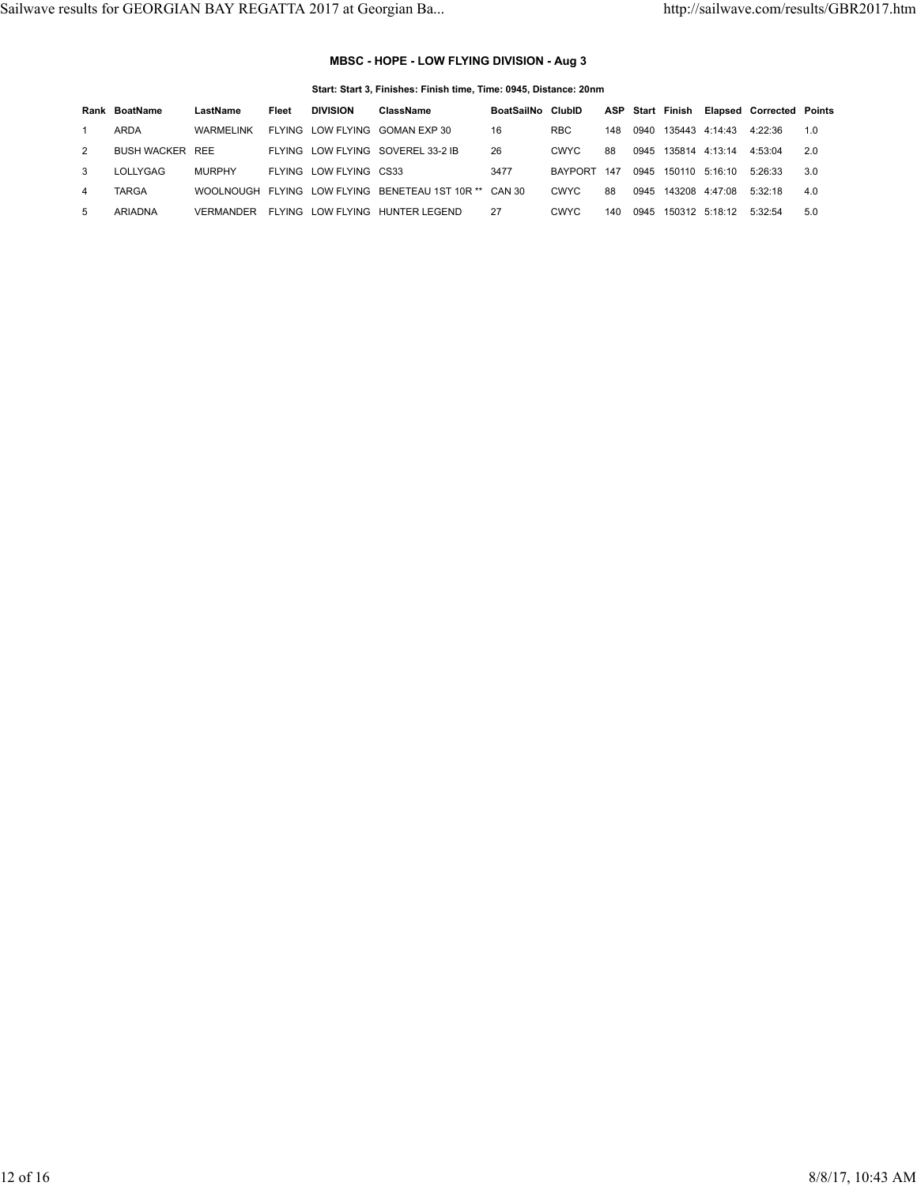### MBSC - HOPE - LOW FLYING DIVISION - Aug 3

**Start: Start 3, Finishes: Finish time, Time: 0945, Distance: 20nm**

| Rank | BoatName | LastName | Fleet | DIVISION | ClassName | BoatSailNo | ClubID | ASP | Start | Finish | Elapsed | Corrected | Points |
|---|---|---|---|---|---|---|---|---|---|---|---|---|---|
| 1 | ARDA | WARMELINK | FLYING | LOW FLYING | GOMAN EXP 30 | 16 | RBC | 148 | 0940 | 135443 | 4:14:43 | 4:22:36 | 1.0 |
| 2 | BUSH WACKER | REE | FLYING | LOW FLYING | SOVEREL 33-2 IB | 26 | CWYC | 88 | 0945 | 135814 | 4:13:14 | 4:53:04 | 2.0 |
| 3 | LOLLYGAG | MURPHY | FLYING | LOW FLYING | CS33 | 3477 | BAYPORT | 147 | 0945 | 150110 | 5:16:10 | 5:26:33 | 3.0 |
| 4 | TARGA | WOOLNOUGH | FLYING | LOW FLYING | BENETEAU 1ST 10R ** | CAN 30 | CWYC | 88 | 0945 | 143208 | 4:47:08 | 5:32:18 | 4.0 |
| 5 | ARIADNA | VERMANDER | FLYING | LOW FLYING | HUNTER LEGEND | 27 | CWYC | 140 | 0945 | 150312 | 5:18:12 | 5:32:54 | 5.0 |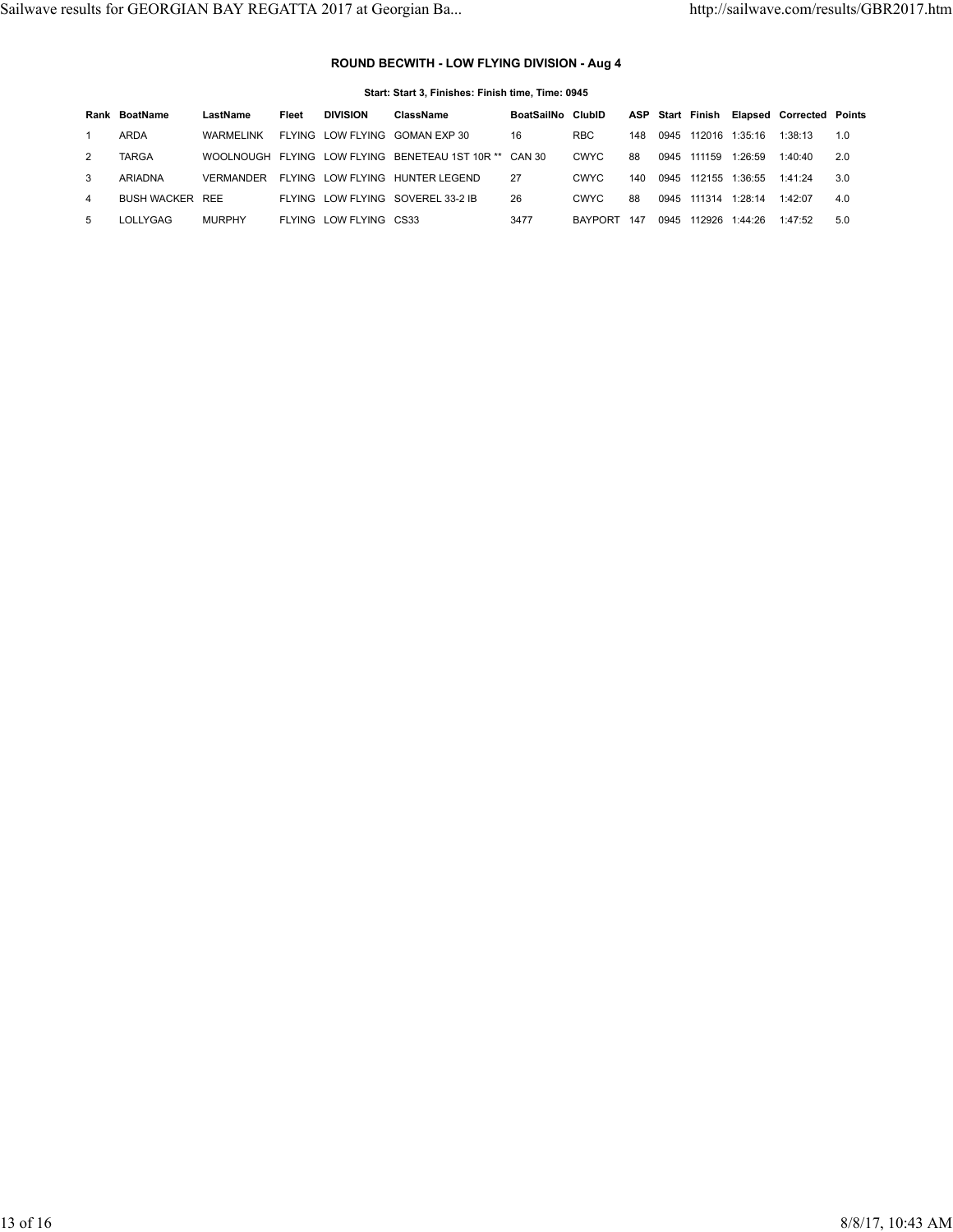### ROUND BECWITH - LOW FLYING DIVISION - Aug 4

**Start: Start 3, Finishes: Finish time, Time: 0945**

| Rank | BoatName | LastName | Fleet | DIVISION | ClassName | BoatSailNo | ClubID | ASP | Start | Finish | Elapsed | Corrected | Points |
|---|---|---|---|---|---|---|---|---|---|---|---|---|---|
| 1 | ARDA | WARMELINK | FLYING | LOW FLYING | GOMAN EXP 30 | 16 | RBC | 148 | 0945 | 112016 | 1:35:16 | 1:38:13 | 1.0 |
| 2 | TARGA | WOOLNOUGH | FLYING | LOW FLYING | BENETEAU 1ST 10R ** | CAN 30 | CWYC | 88 | 0945 | 111159 | 1:26:59 | 1:40:40 | 2.0 |
| 3 | ARIADNA | VERMANDER | FLYING | LOW FLYING | HUNTER LEGEND | 27 | CWYC | 140 | 0945 | 112155 | 1:36:55 | 1:41:24 | 3.0 |
| 4 | BUSH WACKER | REE | FLYING | LOW FLYING | SOVEREL 33-2 IB | 26 | CWYC | 88 | 0945 | 111314 | 1:28:14 | 1:42:07 | 4.0 |
| 5 | LOLLYGAG | MURPHY | FLYING | LOW FLYING | CS33 | 3477 | BAYPORT | 147 | 0945 | 112926 | 1:44:26 | 1:47:52 | 5.0 |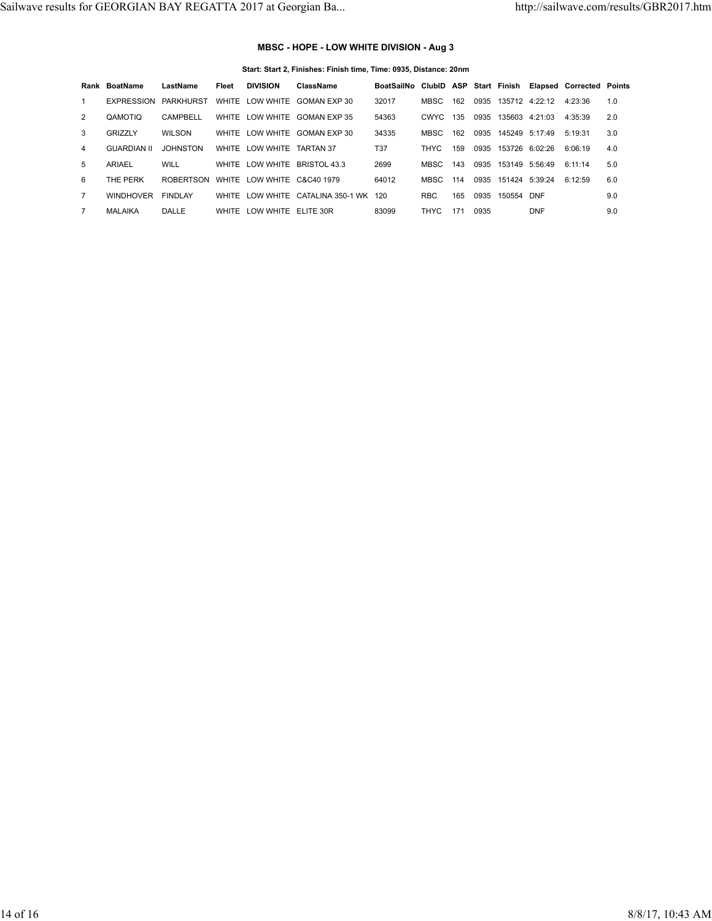### MBSC - HOPE - LOW WHITE DIVISION - Aug 3

**Start: Start 2, Finishes: Finish time, Time: 0935, Distance: 20nm**

| Rank | BoatName | LastName | Fleet | DIVISION | ClassName | BoatSailNo | ClubID | ASP | Start | Finish | Elapsed | Corrected | Points |
|---|---|---|---|---|---|---|---|---|---|---|---|---|---|
| 1 | EXPRESSION | PARKHURST | WHITE | LOW WHITE | GOMAN EXP 30 | 32017 | MBSC | 162 | 0935 | 135712 | 4:22:12 | 4:23:36 | 1.0 |
| 2 | QAMOTIQ | CAMPBELL | WHITE | LOW WHITE | GOMAN EXP 35 | 54363 | CWYC | 135 | 0935 | 135603 | 4:21:03 | 4:35:39 | 2.0 |
| 3 | GRIZZLY | WILSON | WHITE | LOW WHITE | GOMAN EXP 30 | 34335 | MBSC | 162 | 0935 | 145249 | 5:17:49 | 5:19:31 | 3.0 |
| 4 | GUARDIAN II | JOHNSTON | WHITE | LOW WHITE | TARTAN 37 | T37 | THYC | 159 | 0935 | 153726 | 6:02:26 | 6:06:19 | 4.0 |
| 5 | ARIAEL | WILL | WHITE | LOW WHITE | BRISTOL 43.3 | 2699 | MBSC | 143 | 0935 | 153149 | 5:56:49 | 6:11:14 | 5.0 |
| 6 | THE PERK | ROBERTSON | WHITE | LOW WHITE | C&C40 1979 | 64012 | MBSC | 114 | 0935 | 151424 | 5:39:24 | 6:12:59 | 6.0 |
| 7 | WINDHOVER | FINDLAY | WHITE | LOW WHITE | CATALINA 350-1 WK | 120 | RBC | 165 | 0935 | 150554 | DNF | | 9.0 |
| 7 | MALAIKA | DALLE | WHITE | LOW WHITE | ELITE 30R | 83099 | THYC | 171 | 0935 | | DNF | | 9.0 |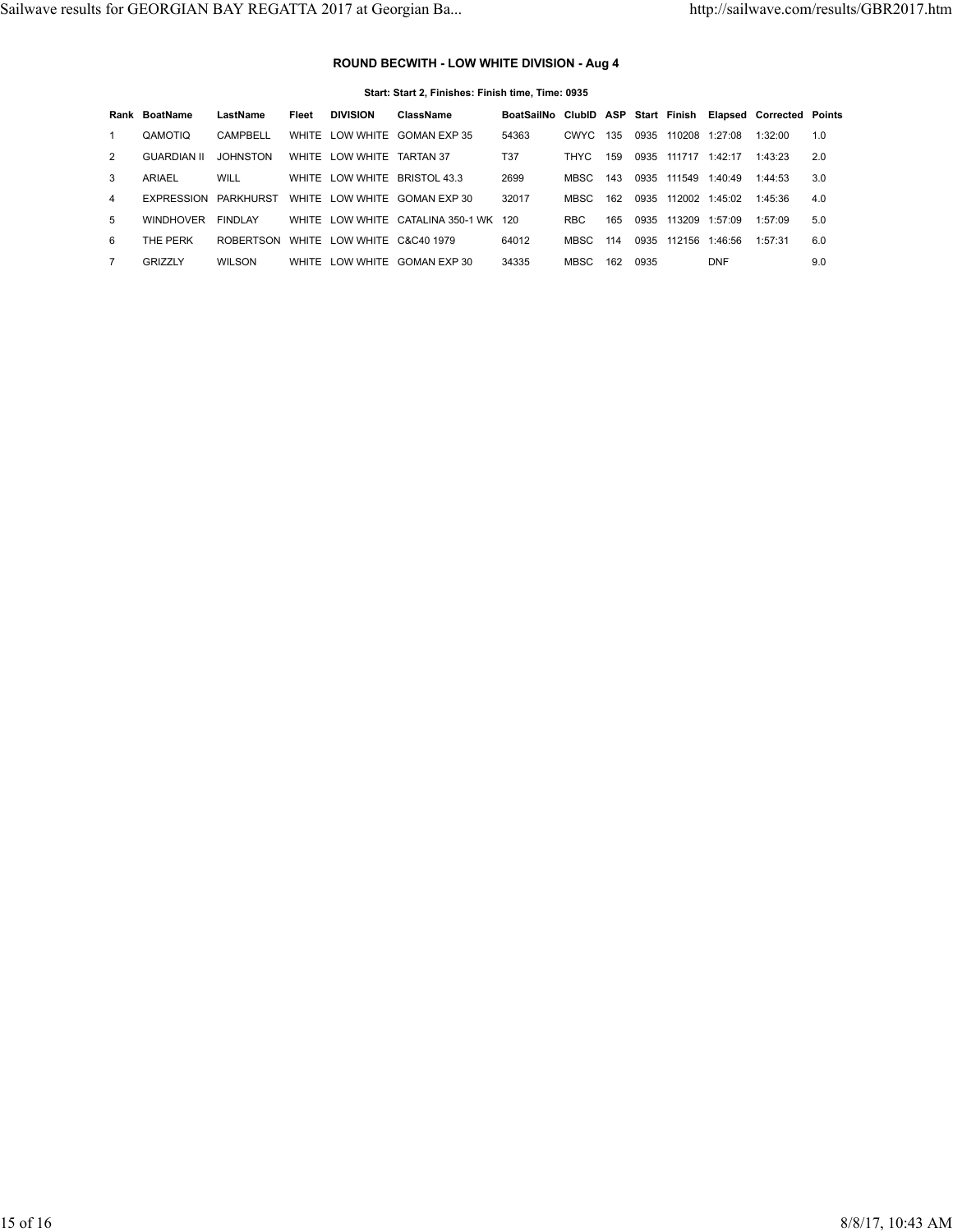### ROUND BECWITH - LOW WHITE DIVISION - Aug 4

**Start: Start 2, Finishes: Finish time, Time: 0935**

| Rank | BoatName | LastName | Fleet | DIVISION | ClassName | BoatSailNo | ClubID | ASP | Start | Finish | Elapsed | Corrected | Points |
|---|---|---|---|---|---|---|---|---|---|---|---|---|---|
| 1 | QAMOTIQ | CAMPBELL | WHITE | LOW WHITE | GOMAN EXP 35 | 54363 | CWYC | 135 | 0935 | 110208 | 1:27:08 | 1:32:00 | 1.0 |
| 2 | GUARDIAN II | JOHNSTON | WHITE | LOW WHITE | TARTAN 37 | T37 | THYC | 159 | 0935 | 111717 | 1:42:17 | 1:43:23 | 2.0 |
| 3 | ARIAEL | WILL | WHITE | LOW WHITE | BRISTOL 43.3 | 2699 | MBSC | 143 | 0935 | 111549 | 1:40:49 | 1:44:53 | 3.0 |
| 4 | EXPRESSION | PARKHURST | WHITE | LOW WHITE | GOMAN EXP 30 | 32017 | MBSC | 162 | 0935 | 112002 | 1:45:02 | 1:45:36 | 4.0 |
| 5 | WINDHOVER | FINDLAY | WHITE | LOW WHITE | CATALINA 350-1 WK | 120 | RBC | 165 | 0935 | 113209 | 1:57:09 | 1:57:09 | 5.0 |
| 6 | THE PERK | ROBERTSON | WHITE | LOW WHITE | C&C40 1979 | 64012 | MBSC | 114 | 0935 | 112156 | 1:46:56 | 1:57:31 | 6.0 |
| 7 | GRIZZLY | WILSON | WHITE | LOW WHITE | GOMAN EXP 30 | 34335 | MBSC | 162 | 0935 | | DNF | | 9.0 |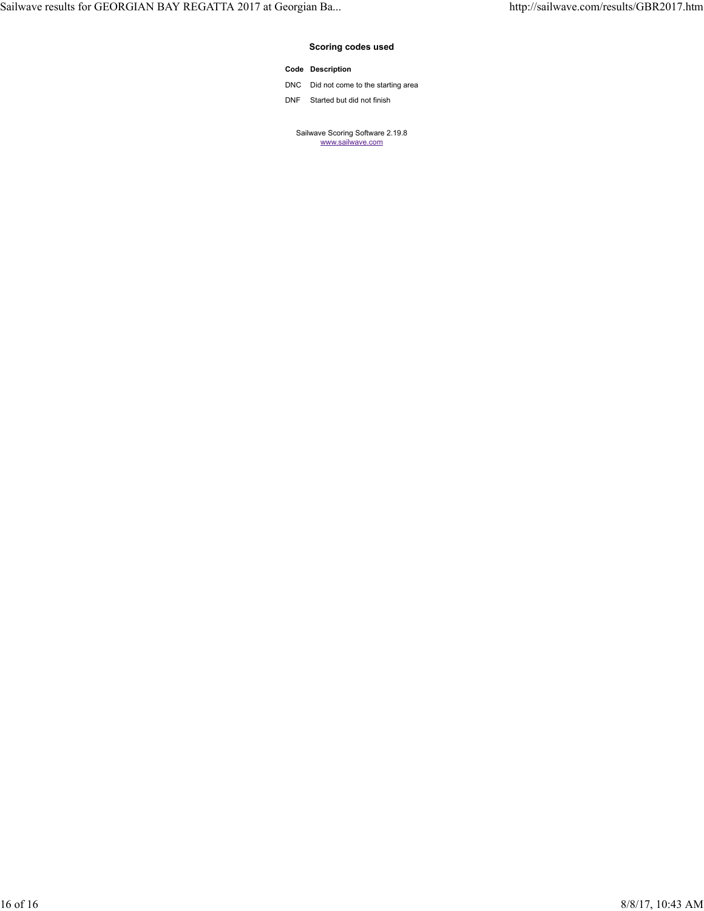### Scoring codes used

| Code | Description |
|---|---|
| DNC | Did not come to the starting area |
| DNF | Started but did not finish |

Sailwave Scoring Software 2.19.8
www.sailwave.com